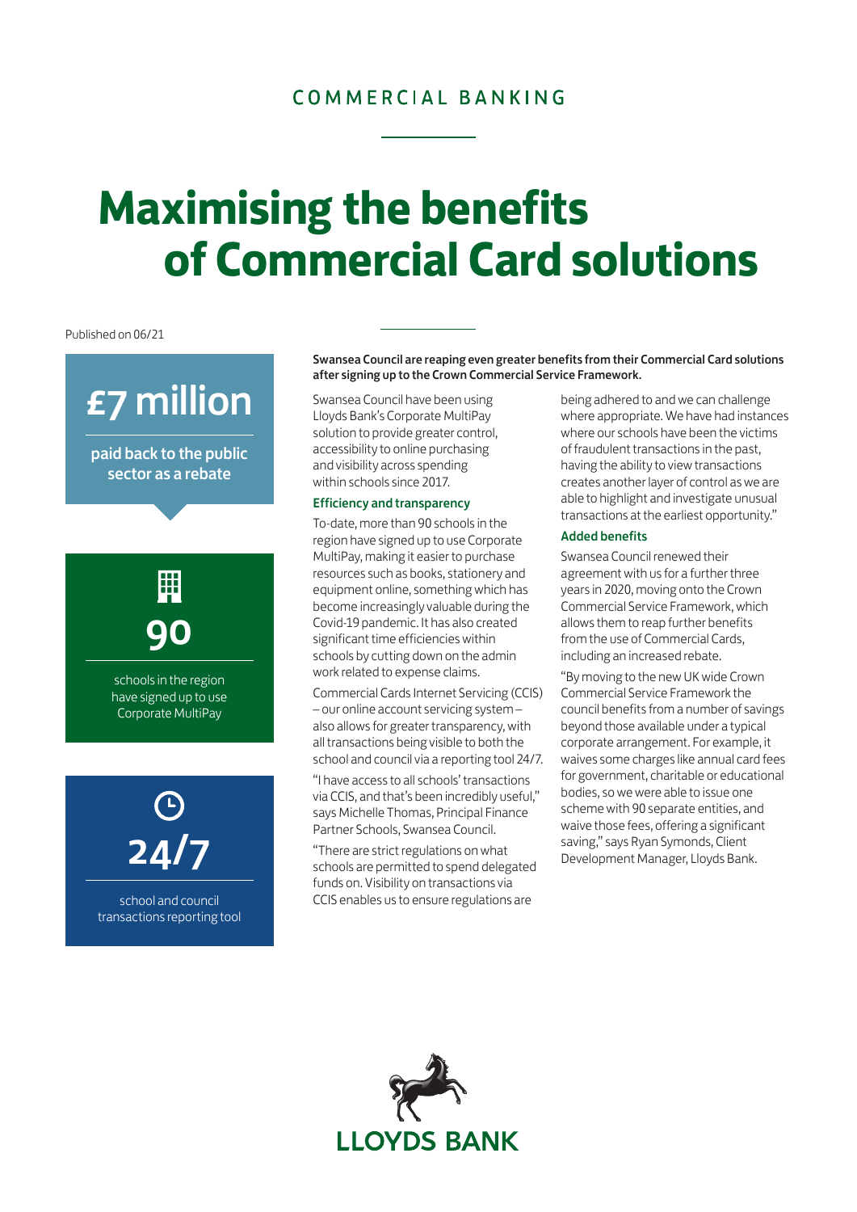COMMERCIAL BANKING

# Maximising the benefits of Commercial Card solutions

Published on 06/21

**£7 million**

paid back to the public sector as a rebate

**90**

schools in the region have signed up to use Corporate MultiPay

**24/7**

school and council transactions reporting tool

**Swansea Council are reaping even greater benefits from their Commercial Card solutions after signing up to the Crown Commercial Service Framework.**

Swansea Council have been using Lloyds Bank's Corporate MultiPay solution to provide greater control, accessibility to online purchasing and visibility across spending within schools since 2017.

### Efficiency and transparency

To-date, more than 90 schools in the region have signed up to use Corporate MultiPay, making it easier to purchase resources such as books, stationery and equipment online, something which has become increasingly valuable during the Covid-19 pandemic. It has also created significant time efficiencies within schools by cutting down on the admin work related to expense claims.

Commercial Cards Internet Servicing (CCIS) – our online account servicing system – also allows for greater transparency, with all transactions being visible to both the school and council via a reporting tool 24/7.

"I have access to all schools' transactions via CCIS, and that's been incredibly useful," says Michelle Thomas, Principal Finance Partner Schools, Swansea Council.

"There are strict regulations on what schools are permitted to spend delegated funds on. Visibility on transactions via CCIS enables us to ensure regulations are being adhered to and we can challenge where appropriate. We have had instances where our schools have been the victims of fraudulent transactions in the past, having the ability to view transactions creates another layer of control as we are able to highlight and investigate unusual transactions at the earliest opportunity."

### Added benefits

Swansea Council renewed their agreement with us for a further three years in 2020, moving onto the Crown Commercial Service Framework, which allows them to reap further benefits from the use of Commercial Cards, including an increased rebate.

"By moving to the new UK wide Crown Commercial Service Framework the council benefits from a number of savings beyond those available under a typical corporate arrangement. For example, it waives some charges like annual card fees for government, charitable or educational bodies, so we were able to issue one scheme with 90 separate entities, and waive those fees, offering a significant saving," says Ryan Symonds, Client Development Manager, Lloyds Bank.

LLOYDS BANK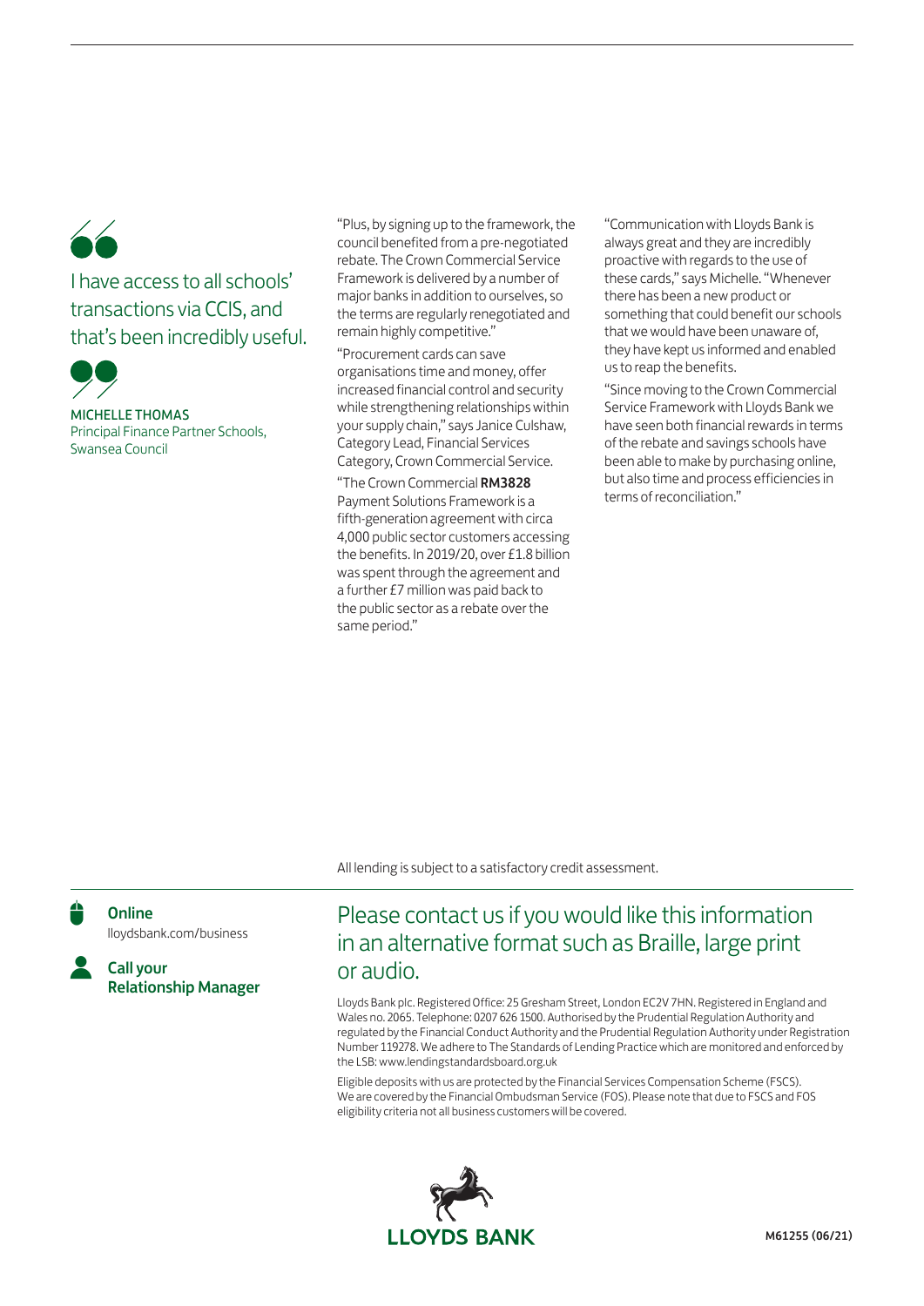> I have access to all schools' transactions via CCIS, and that's been incredibly useful.

**MICHELLE THOMAS**
Principal Finance Partner Schools, Swansea Council

"Plus, by signing up to the framework, the council benefited from a pre-negotiated rebate. The Crown Commercial Service Framework is delivered by a number of major banks in addition to ourselves, so the terms are regularly renegotiated and remain highly competitive."

"Procurement cards can save organisations time and money, offer increased financial control and security while strengthening relationships within your supply chain," says Janice Culshaw, Category Lead, Financial Services Category, Crown Commercial Service.

"The Crown Commercial **RM3828** Payment Solutions Framework is a fifth-generation agreement with circa 4,000 public sector customers accessing the benefits. In 2019/20, over £1.8 billion was spent through the agreement and a further £7 million was paid back to the public sector as a rebate over the same period."

"Communication with Lloyds Bank is always great and they are incredibly proactive with regards to the use of these cards," says Michelle. "Whenever there has been a new product or something that could benefit our schools that we would have been unaware of, they have kept us informed and enabled us to reap the benefits.

"Since moving to the Crown Commercial Service Framework with Lloyds Bank we have seen both financial rewards in terms of the rebate and savings schools have been able to make by purchasing online, but also time and process efficiencies in terms of reconciliation."

All lending is subject to a satisfactory credit assessment.

**Online**
lloydsbank.com/business

**Call your Relationship Manager**

## Please contact us if you would like this information in an alternative format such as Braille, large print or audio.

Lloyds Bank plc. Registered Office: 25 Gresham Street, London EC2V 7HN. Registered in England and Wales no. 2065. Telephone: 0207 626 1500. Authorised by the Prudential Regulation Authority and regulated by the Financial Conduct Authority and the Prudential Regulation Authority under Registration Number 119278. We adhere to The Standards of Lending Practice which are monitored and enforced by the LSB: www.lendingstandardsboard.org.uk

Eligible deposits with us are protected by the Financial Services Compensation Scheme (FSCS). We are covered by the Financial Ombudsman Service (FOS). Please note that due to FSCS and FOS eligibility criteria not all business customers will be covered.

LLOYDS BANK

M61255 (06/21)